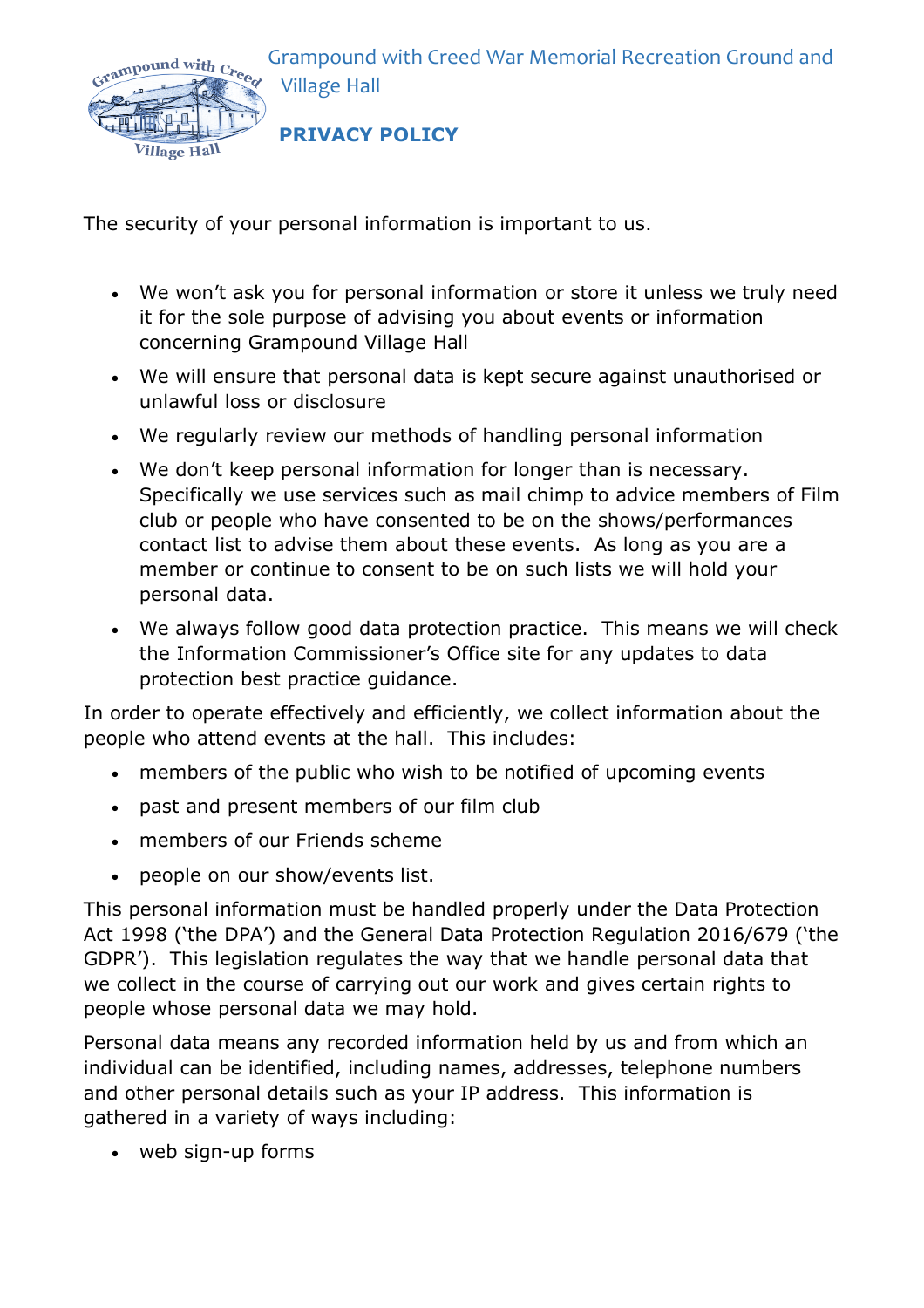# Grampound with Creed War Memorial Recreation Ground and Village Hall

## PRIVACY POLICY

The security of your personal information is important to us.

- We won't ask you for personal information or store it unless we truly need it for the sole purpose of advising you about events or information concerning Grampound Village Hall
- We will ensure that personal data is kept secure against unauthorised or unlawful loss or disclosure
- We regularly review our methods of handling personal information
- We don't keep personal information for longer than is necessary. Specifically we use services such as mail chimp to advice members of Film club or people who have consented to be on the shows/performances contact list to advise them about these events. As long as you are a member or continue to consent to be on such lists we will hold your personal data.
- We always follow good data protection practice. This means we will check the Information Commissioner's Office site for any updates to data protection best practice guidance.

In order to operate effectively and efficiently, we collect information about the people who attend events at the hall. This includes:

- members of the public who wish to be notified of upcoming events
- past and present members of our film club
- members of our Friends scheme
- people on our show/events list.

This personal information must be handled properly under the Data Protection Act 1998 ('the DPA') and the General Data Protection Regulation 2016/679 ('the GDPR'). This legislation regulates the way that we handle personal data that we collect in the course of carrying out our work and gives certain rights to people whose personal data we may hold.

Personal data means any recorded information held by us and from which an individual can be identified, including names, addresses, telephone numbers and other personal details such as your IP address. This information is gathered in a variety of ways including:

- web sign-up forms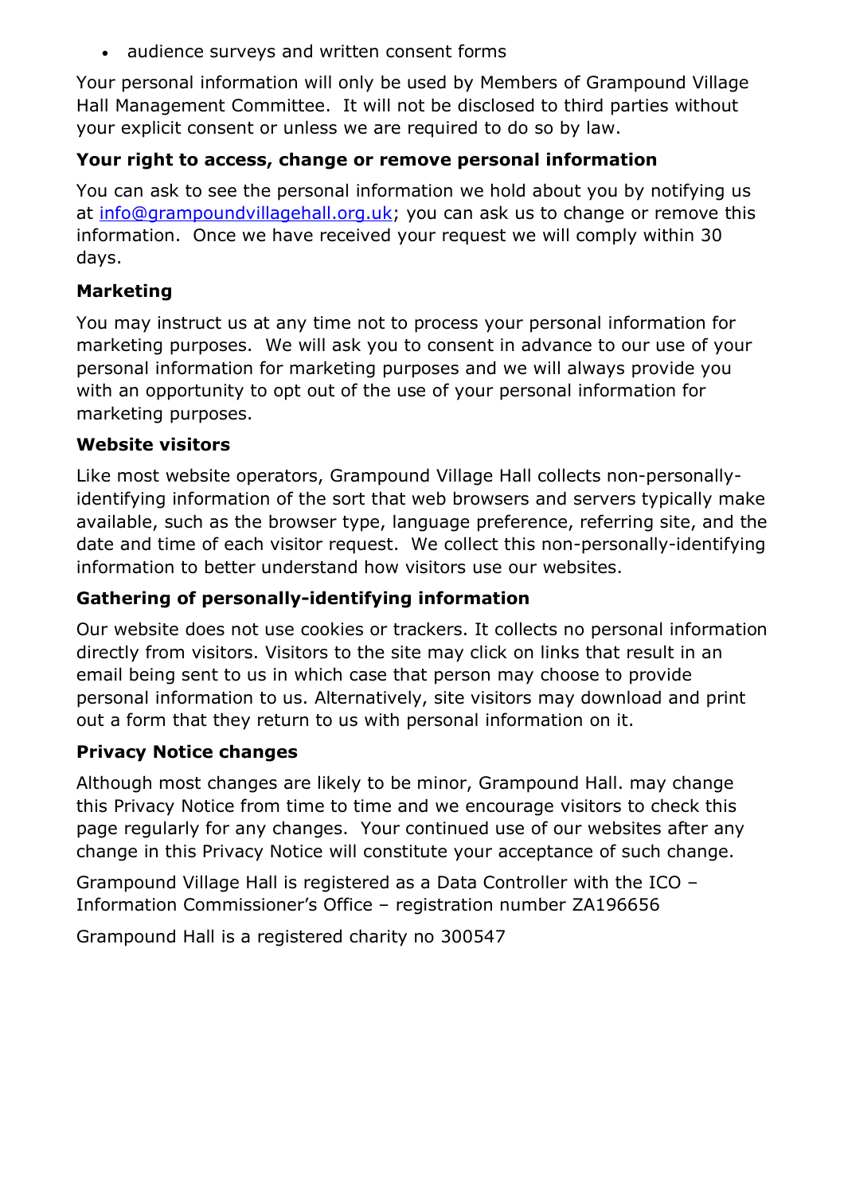- audience surveys and written consent forms

Your personal information will only be used by Members of Grampound Village Hall Management Committee. It will not be disclosed to third parties without your explicit consent or unless we are required to do so by law.

**Your right to access, change or remove personal information**

You can ask to see the personal information we hold about you by notifying us at info@grampoundvillagehall.org.uk; you can ask us to change or remove this information. Once we have received your request we will comply within 30 days.

**Marketing**

You may instruct us at any time not to process your personal information for marketing purposes. We will ask you to consent in advance to our use of your personal information for marketing purposes and we will always provide you with an opportunity to opt out of the use of your personal information for marketing purposes.

**Website visitors**

Like most website operators, Grampound Village Hall collects non-personally-identifying information of the sort that web browsers and servers typically make available, such as the browser type, language preference, referring site, and the date and time of each visitor request. We collect this non-personally-identifying information to better understand how visitors use our websites.

**Gathering of personally-identifying information**

Our website does not use cookies or trackers. It collects no personal information directly from visitors. Visitors to the site may click on links that result in an email being sent to us in which case that person may choose to provide personal information to us. Alternatively, site visitors may download and print out a form that they return to us with personal information on it.

**Privacy Notice changes**

Although most changes are likely to be minor, Grampound Hall. may change this Privacy Notice from time to time and we encourage visitors to check this page regularly for any changes. Your continued use of our websites after any change in this Privacy Notice will constitute your acceptance of such change.

Grampound Village Hall is registered as a Data Controller with the ICO – Information Commissioner's Office – registration number ZA196656

Grampound Hall is a registered charity no 300547